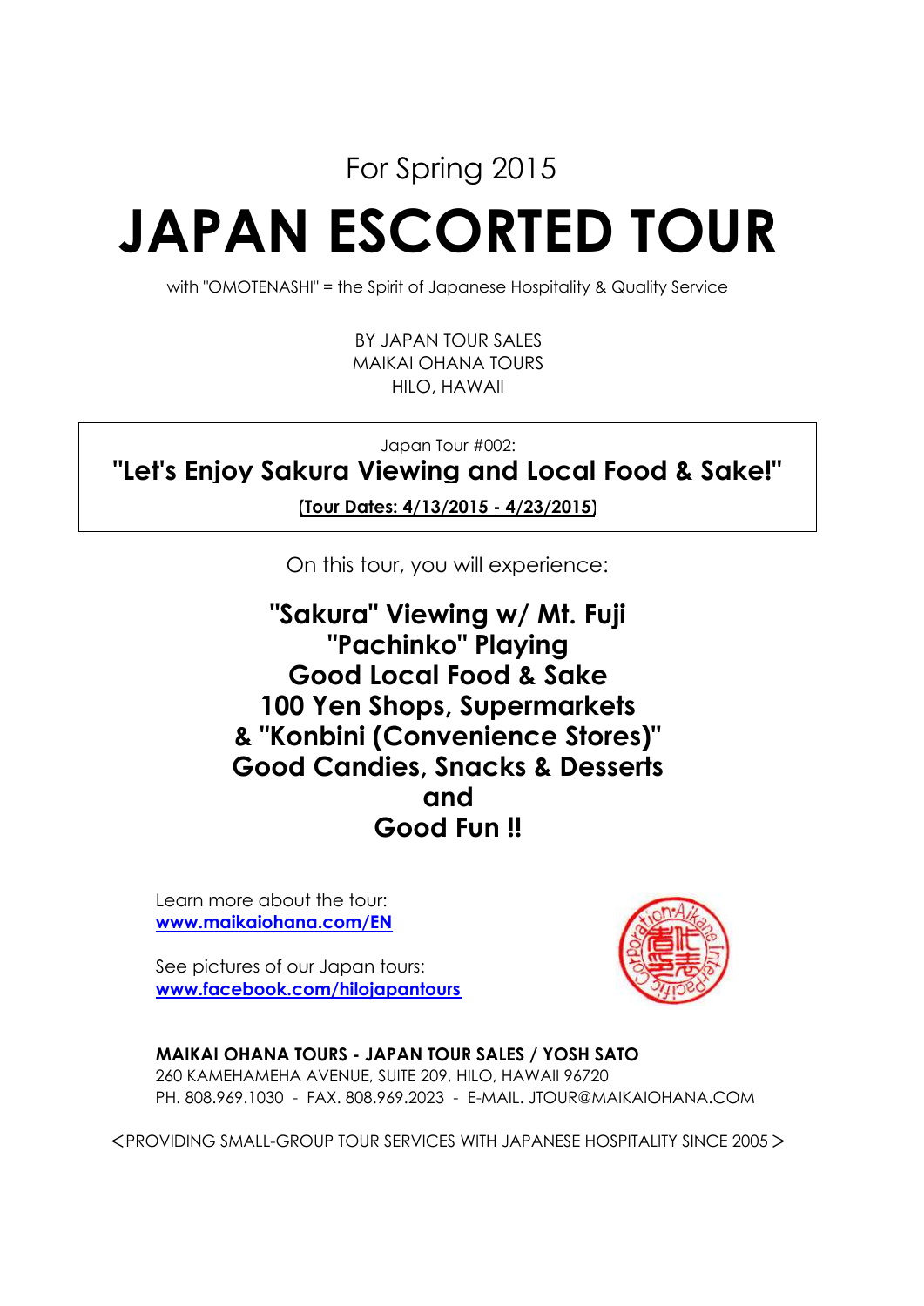For Spring 2015

# JAPAN ESCORTED TOUR

with "OMOTENASHI" = the Spirit of Japanese Hospitality & Quality Service

BY JAPAN TOUR SALES
MAIKAI OHANA TOURS
HILO, HAWAII

Japan Tour #002:

## "Let's Enjoy Sakura Viewing and Local Food & Sake!"

**(Tour Dates: 4/13/2015 - 4/23/2015)**

On this tour, you will experience:

**"Sakura" Viewing w/ Mt. Fuji**
**"Pachinko" Playing**
**Good Local Food & Sake**
**100 Yen Shops, Supermarkets**
**& "Konbini (Convenience Stores)"**
**Good Candies, Snacks & Desserts**
**and**
**Good Fun !!**

Learn more about the tour:
**www.maikaiohana.com/EN**

See pictures of our Japan tours:
**www.facebook.com/hilojapantours**

**MAIKAI OHANA TOURS - JAPAN TOUR SALES / YOSH SATO**
260 KAMEHAMEHA AVENUE, SUITE 209, HILO, HAWAII 96720
PH. 808.969.1030 - FAX. 808.969.2023 - E-MAIL. JTOUR@MAIKAIOHANA.COM

＜PROVIDING SMALL-GROUP TOUR SERVICES WITH JAPANESE HOSPITALITY SINCE 2005＞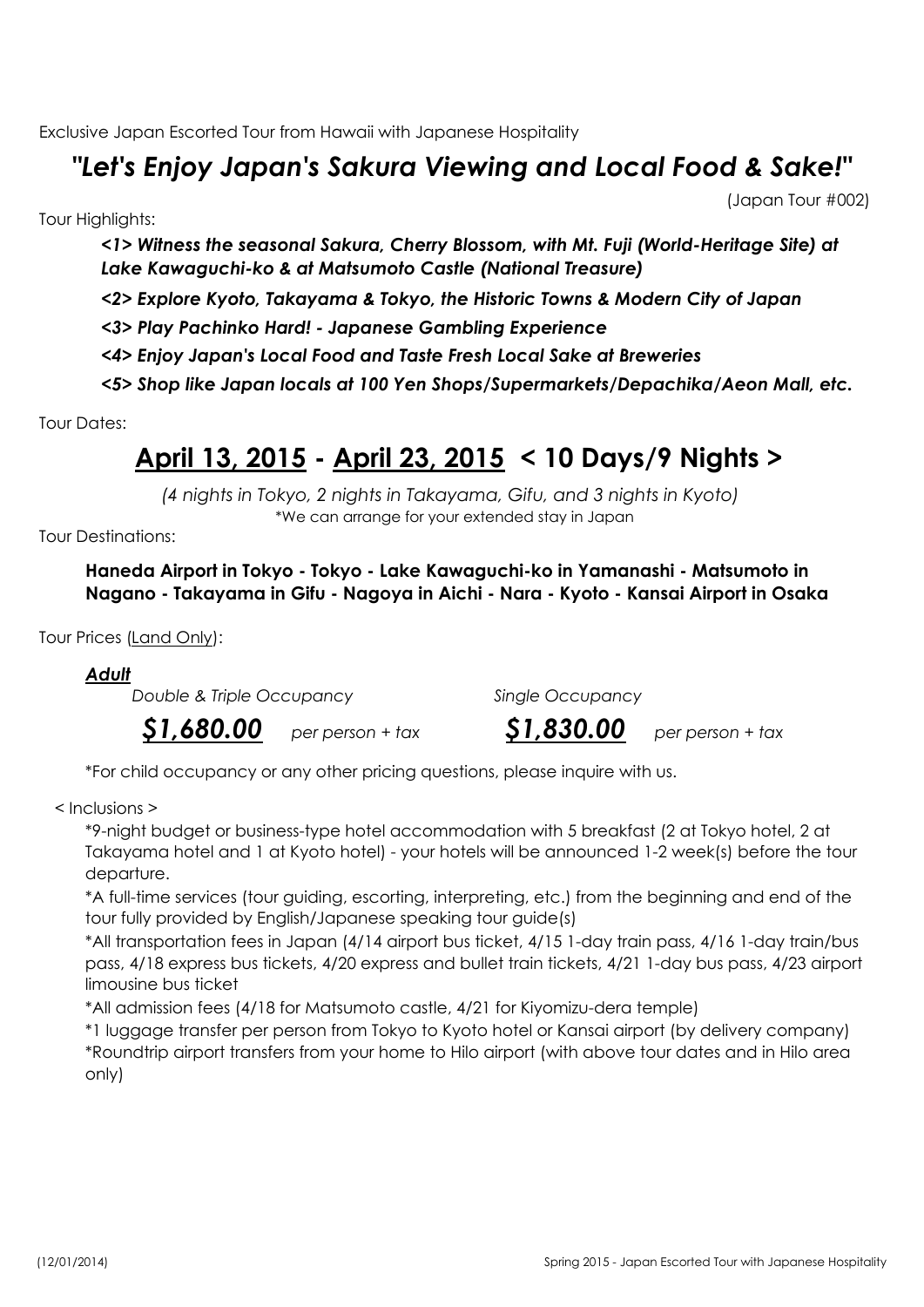Exclusive Japan Escorted Tour from Hawaii with Japanese Hospitality

# *"Let's Enjoy Japan's Sakura Viewing and Local Food & Sake!"*

(Japan Tour #002)

Tour Highlights:

***<1> Witness the seasonal Sakura, Cherry Blossom, with Mt. Fuji (World-Heritage Site) at Lake Kawaguchi-ko & at Matsumoto Castle (National Treasure)***

***<2> Explore Kyoto, Takayama & Tokyo, the Historic Towns & Modern City of Japan***

***<3> Play Pachinko Hard! - Japanese Gambling Experience***

***<4> Enjoy Japan's Local Food and Taste Fresh Local Sake at Breweries***

***<5> Shop like Japan locals at 100 Yen Shops/Supermarkets/Depachika/Aeon Mall, etc.***

Tour Dates:

## <u>April 13, 2015</u> - <u>April 23, 2015</u> < 10 Days/9 Nights >

*(4 nights in Tokyo, 2 nights in Takayama, Gifu, and 3 nights in Kyoto)*

*We can arrange for your extended stay in Japan

Tour Destinations:

**Haneda Airport in Tokyo - Tokyo - Lake Kawaguchi-ko in Yamanashi - Matsumoto in Nagano - Takayama in Gifu - Nagoya in Aichi - Nara - Kyoto - Kansai Airport in Osaka**

Tour Prices (<u>Land Only</u>):

***<u>Adult</u>***

| *Double & Triple Occupancy* | *Single Occupancy* |
|---|---|
| ***<u>$1,680.00</u>*** *per person + tax* | ***<u>$1,830.00</u>*** *per person + tax* |

*For child occupancy or any other pricing questions, please inquire with us.

< Inclusions >

*9-night budget or business-type hotel accommodation with 5 breakfast (2 at Tokyo hotel, 2 at Takayama hotel and 1 at Kyoto hotel) - your hotels will be announced 1-2 week(s) before the tour departure.

*A full-time services (tour guiding, escorting, interpreting, etc.) from the beginning and end of the tour fully provided by English/Japanese speaking tour guide(s)

*All transportation fees in Japan (4/14 airport bus ticket, 4/15 1-day train pass, 4/16 1-day train/bus pass, 4/18 express bus tickets, 4/20 express and bullet train tickets, 4/21 1-day bus pass, 4/23 airport limousine bus ticket

*All admission fees (4/18 for Matsumoto castle, 4/21 for Kiyomizu-dera temple)

*1 luggage transfer per person from Tokyo to Kyoto hotel or Kansai airport (by delivery company)

*Roundtrip airport transfers from your home to Hilo airport (with above tour dates and in Hilo area only)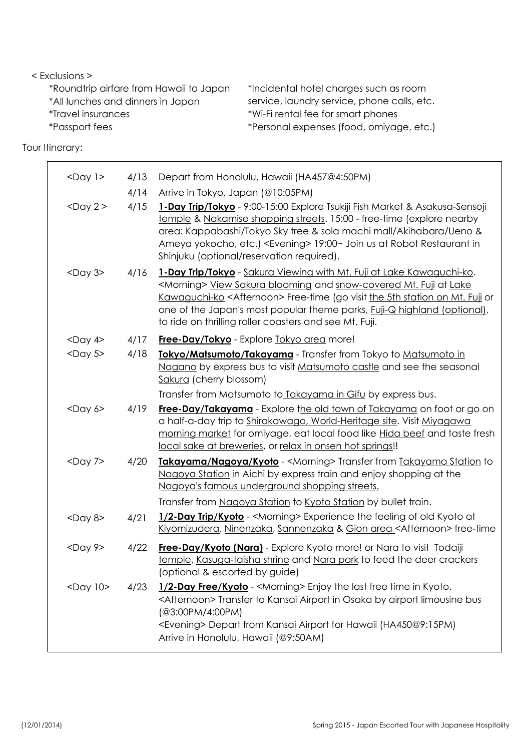< Exclusions >

*Roundtrip airfare from Hawaii to Japan
*All lunches and dinners in Japan
*Travel insurances
*Passport fees
*Incidental hotel charges such as room service, laundry service, phone calls, etc.
*Wi-Fi rental fee for smart phones
*Personal expenses (food, omiyage, etc.)

Tour Itinerary:

| | | |
|---|---|---|
| <Day 1> | 4/13 | Depart from Honolulu, Hawaii (HA457@4:50PM) |
| | 4/14 | Arrive in Tokyo, Japan (@10:05PM) |
| <Day 2 > | 4/15 | **1-Day Trip/Tokyo** - 9:00-15:00 Explore Tsukiji Fish Market & Asakusa-Sensoji temple & Nakamise shopping streets. 15:00 - free-time (explore nearby area: Kappabashi/Tokyo Sky tree & sola machi mall/Akihabara/Ueno & Ameya yokocho, etc.) <Evening> 19:00~ Join us at Robot Restaurant in Shinjuku (optional/reservation required). |
| <Day 3> | 4/16 | **1-Day Trip/Tokyo** - Sakura Viewing with Mt. Fuji at Lake Kawaguchi-ko. <Morning> View Sakura blooming and snow-covered Mt. Fuji at Lake Kawaguchi-ko <Afternoon> Free-time (go visit the 5th station on Mt. Fuji or one of the Japan's most popular theme parks, Fuji-Q highland (optional), to ride on thrilling roller coasters and see Mt. Fuji. |
| <Day 4> | 4/17 | **Free-Day/Tokyo** - Explore Tokyo area more! |
| <Day 5> | 4/18 | **Tokyo/Matsumoto/Takayama** - Transfer from Tokyo to Matsumoto in Nagano by express bus to visit Matsumoto castle and see the seasonal Sakura (cherry blossom)<br>Transfer from Matsumoto to Takayama in Gifu by express bus. |
| <Day 6> | 4/19 | **Free-Day/Takayama** - Explore the old town of Takayama on foot or go on a half-a-day trip to Shirakawago, World-Heritage site. Visit Miyagawa morning market for omiyage, eat local food like Hida beef and taste fresh local sake at breweries, or relax in onsen hot springs!! |
| <Day 7> | 4/20 | **Takayama/Nagoya/Kyoto** - <Morning> Transfer from Takayama Station to Nagoya Station in Aichi by express train and enjoy shopping at the Nagoya's famous underground shopping streets.<br>Transfer from Nagoya Station to Kyoto Station by bullet train. |
| <Day 8> | 4/21 | **1/2-Day Trip/Kyoto** - <Morning> Experience the feeling of old Kyoto at Kiyomizudera, Ninenzaka, Sannenzaka & Gion area <Afternoon> free-time |
| <Day 9> | 4/22 | **Free-Day/Kyoto (Nara)** - Explore Kyoto more! or Nara to visit Todaiji temple, Kasuga-taisha shrine and Nara park to feed the deer crackers (optional & escorted by guide) |
| <Day 10> | 4/23 | **1/2-Day Free/Kyoto** - <Morning> Enjoy the last free time in Kyoto. <Afternoon> Transfer to Kansai Airport in Osaka by airport limousine bus (@3:00PM/4:00PM)<br><Evening> Depart from Kansai Airport for Hawaii (HA450@9:15PM)<br>Arrive in Honolulu, Hawaii (@9:50AM) |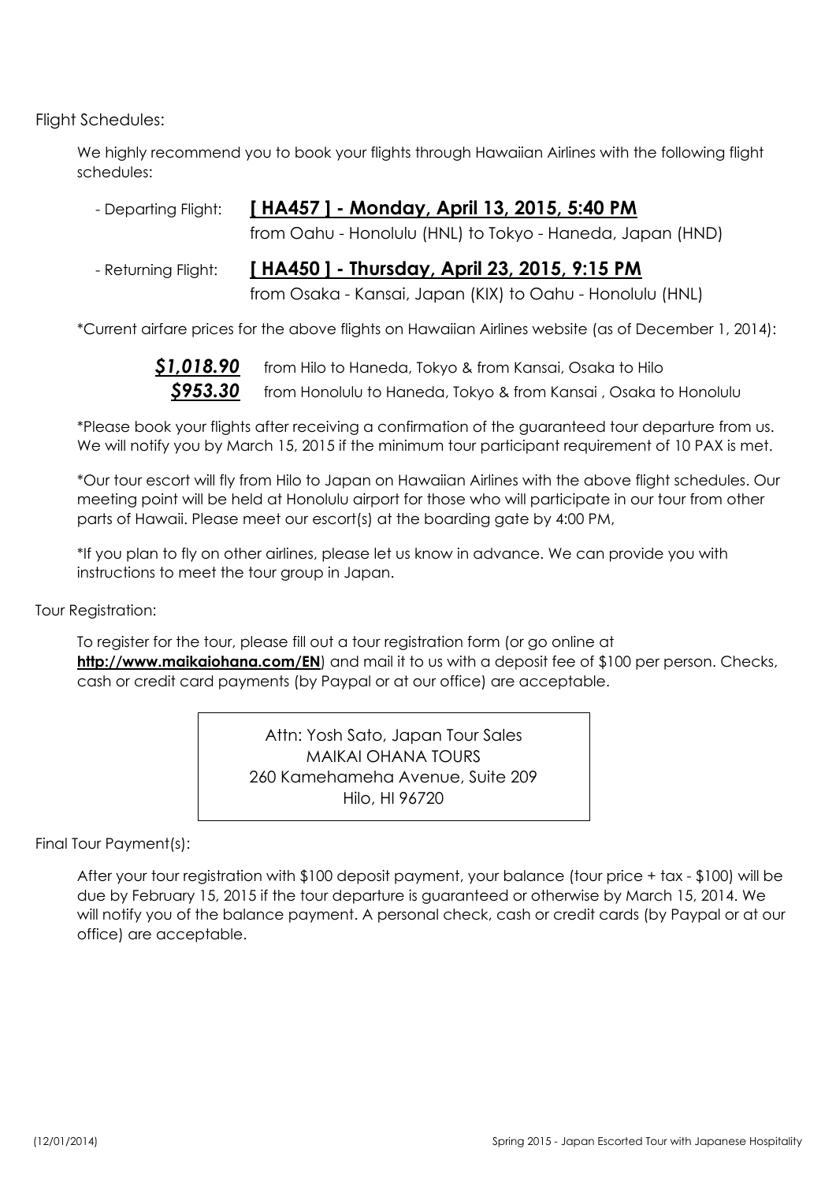Flight Schedules:

We highly recommend you to book your flights through Hawaiian Airlines with the following flight schedules:

- Departing Flight: **[ HA457 ] - Monday, April 13, 2015, 5:40 PM**
  from Oahu - Honolulu (HNL) to Tokyo - Haneda, Japan (HND)
- Returning Flight: **[ HA450 ] - Thursday, April 23, 2015, 9:15 PM**
  from Osaka - Kansai, Japan (KIX) to Oahu - Honolulu (HNL)

*Current airfare prices for the above flights on Hawaiian Airlines website (as of December 1, 2014):

***$1,018.90*** from Hilo to Haneda, Tokyo & from Kansai, Osaka to Hilo
***$953.30*** from Honolulu to Haneda, Tokyo & from Kansai , Osaka to Honolulu

*Please book your flights after receiving a confirmation of the guaranteed tour departure from us. We will notify you by March 15, 2015 if the minimum tour participant requirement of 10 PAX is met.

*Our tour escort will fly from Hilo to Japan on Hawaiian Airlines with the above flight schedules. Our meeting point will be held at Honolulu airport for those who will participate in our tour from other parts of Hawaii. Please meet our escort(s) at the boarding gate by 4:00 PM,

*If you plan to fly on other airlines, please let us know in advance. We can provide you with instructions to meet the tour group in Japan.

Tour Registration:

To register for the tour, please fill out a tour registration form (or go online at **http://www.maikaiohana.com/EN**) and mail it to us with a deposit fee of $100 per person. Checks, cash or credit card payments (by Paypal or at our office) are acceptable.

Attn: Yosh Sato, Japan Tour Sales
MAIKAI OHANA TOURS
260 Kamehameha Avenue, Suite 209
Hilo, HI 96720

Final Tour Payment(s):

After your tour registration with $100 deposit payment, your balance (tour price + tax - $100) will be due by February 15, 2015 if the tour departure is guaranteed or otherwise by March 15, 2014. We will notify you of the balance payment. A personal check, cash or credit cards (by Paypal or at our office) are acceptable.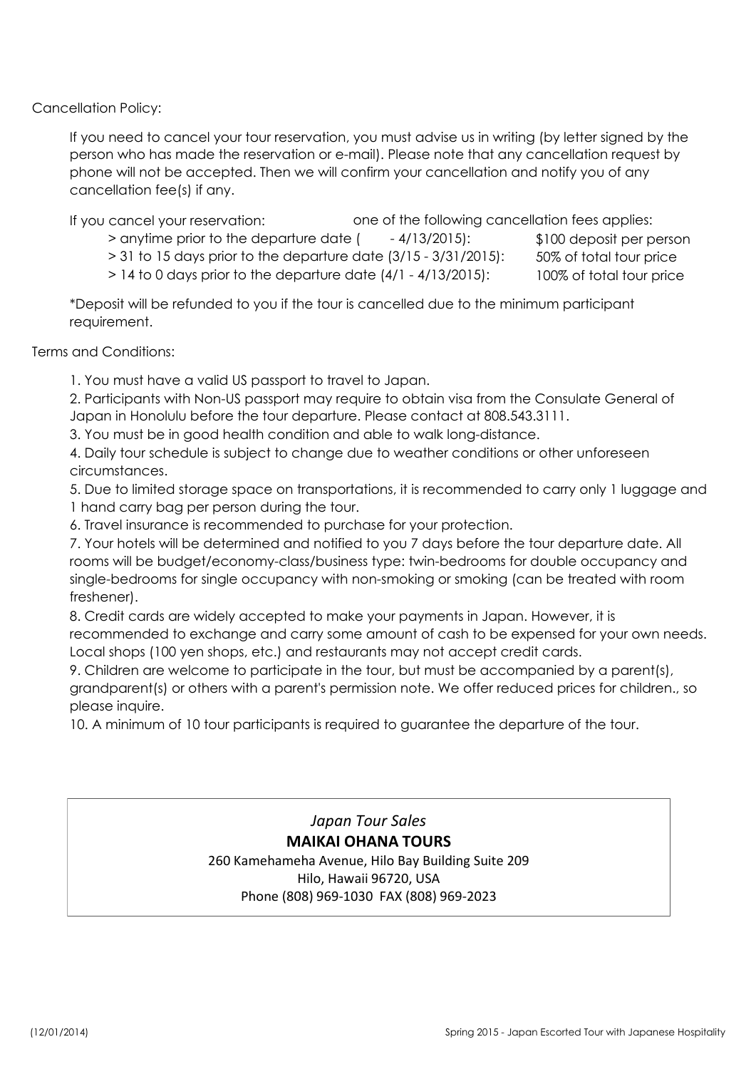Cancellation Policy:

If you need to cancel your tour reservation, you must advise us in writing (by letter signed by the person who has made the reservation or e-mail). Please note that any cancellation request by phone will not be accepted. Then we will confirm your cancellation and notify you of any cancellation fee(s) if any.

| If you cancel your reservation: | one of the following cancellation fees applies: |
|---|---|
| > anytime prior to the departure date (     - 4/13/2015): | $100 deposit per person |
| > 31 to 15 days prior to the departure date (3/15 - 3/31/2015): | 50% of total tour price |
| > 14 to 0 days prior to the departure date (4/1 - 4/13/2015): | 100% of total tour price |

*Deposit will be refunded to you if the tour is cancelled due to the minimum participant requirement.

Terms and Conditions:

1. You must have a valid US passport to travel to Japan.
2. Participants with Non-US passport may require to obtain visa from the Consulate General of Japan in Honolulu before the tour departure. Please contact at 808.543.3111.
3. You must be in good health condition and able to walk long-distance.
4. Daily tour schedule is subject to change due to weather conditions or other unforeseen circumstances.
5. Due to limited storage space on transportations, it is recommended to carry only 1 luggage and 1 hand carry bag per person during the tour.
6. Travel insurance is recommended to purchase for your protection.
7. Your hotels will be determined and notified to you 7 days before the tour departure date. All rooms will be budget/economy-class/business type: twin-bedrooms for double occupancy and single-bedrooms for single occupancy with non-smoking or smoking (can be treated with room freshener).
8. Credit cards are widely accepted to make your payments in Japan. However, it is recommended to exchange and carry some amount of cash to be expensed for your own needs. Local shops (100 yen shops, etc.) and restaurants may not accept credit cards.
9. Children are welcome to participate in the tour, but must be accompanied by a parent(s), grandparent(s) or others with a parent's permission note. We offer reduced prices for children., so please inquire.
10. A minimum of 10 tour participants is required to guarantee the departure of the tour.

*Japan Tour Sales*

**MAIKAI OHANA TOURS**

260 Kamehameha Avenue, Hilo Bay Building Suite 209
Hilo, Hawaii 96720, USA
Phone (808) 969-1030 FAX (808) 969-2023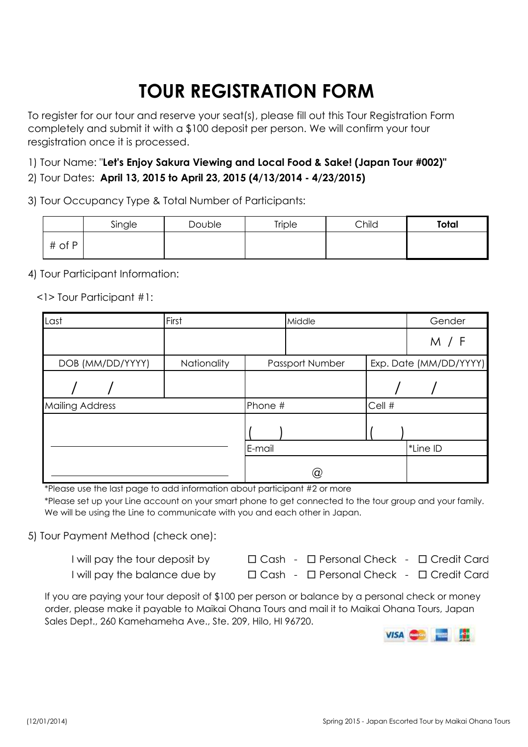# TOUR REGISTRATION FORM

To register for our tour and reserve your seat(s), please fill out this Tour Registration Form completely and submit it with a $100 deposit per person. We will confirm your tour resgistration once it is processed.

1) Tour Name: "**Let's Enjoy Sakura Viewing and Local Food & Sake! (Japan Tour #002)"**

2) Tour Dates: **April 13, 2015 to April 23, 2015 (4/13/2014 - 4/23/2015)**

3) Tour Occupancy Type & Total Number of Participants:

| | Single | Double | Triple | Child | **Total** |
|---|---|---|---|---|---|
| # of P | | | | | |

4) Tour Participant Information:

<1> Tour Participant #1:

| Last | First | Middle | | Gender |
|---|---|---|---|---|
| | | | | M / F |
| DOB (MM/DD/YYYY) | Nationality | Passport Number | | Exp. Date (MM/DD/YYYY) |
| / / | | | | / / |
| Mailing Address | | Phone # | | Cell # |
| | | ( ) | | ( ) |
| | | E-mail | | *Line ID |
| | | @ | | |

*Please use the last page to add information about participant #2 or more

*Please set up your Line account on your smart phone to get connected to the tour group and your family. We will be using the Line to communicate with you and each other in Japan.

5) Tour Payment Method (check one):

I will pay the tour deposit by ☐ Cash - ☐ Personal Check - ☐ Credit Card

I will pay the balance due by ☐ Cash - ☐ Personal Check - ☐ Credit Card

If you are paying your tour deposit of $100 per person or balance by a personal check or money order, please make it payable to Maikai Ohana Tours and mail it to Maikai Ohana Tours, Japan Sales Dept., 260 Kamehameha Ave., Ste. 209, Hilo, HI 96720.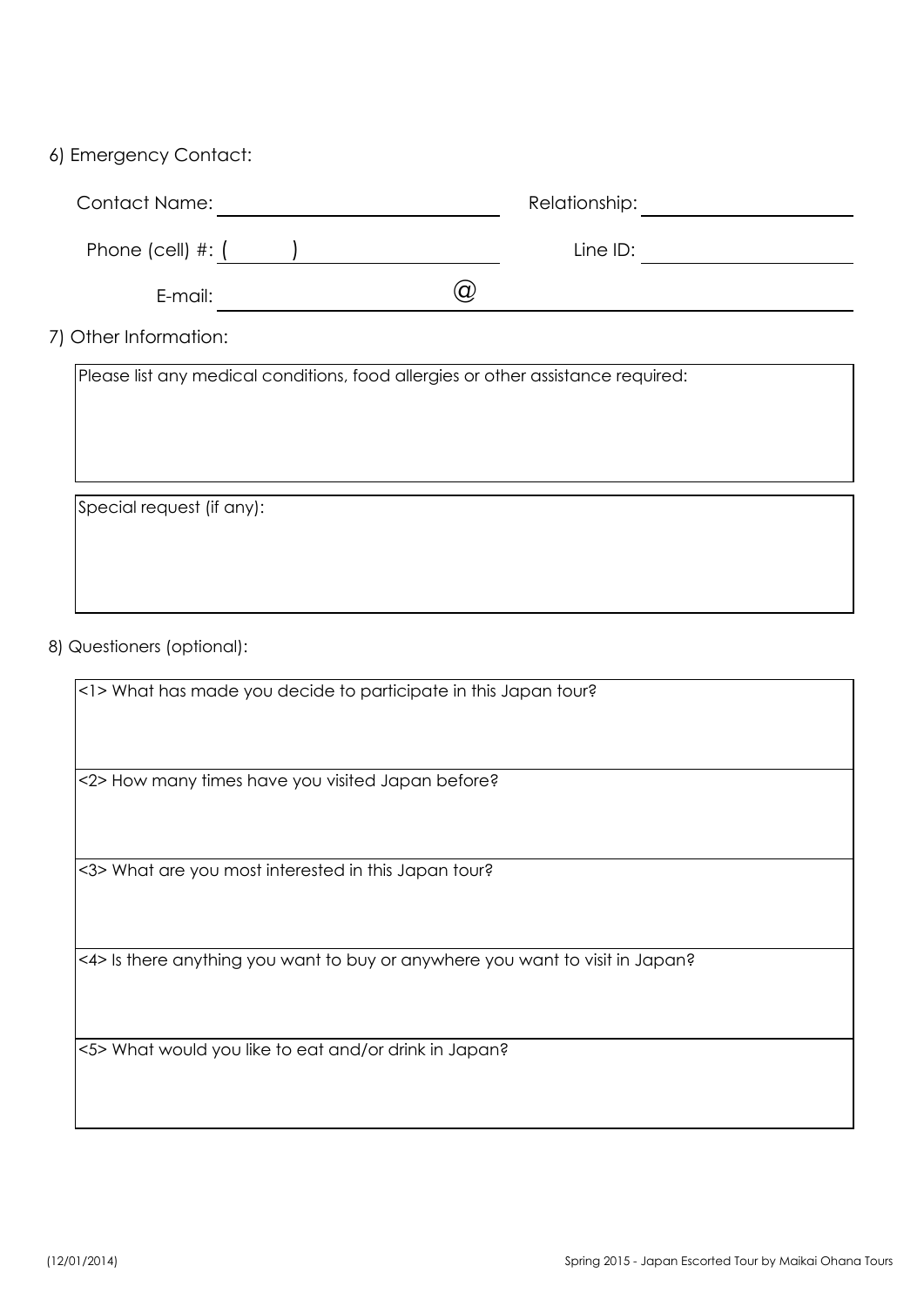6) Emergency Contact:

Contact Name: ______________________ Relationship: ______________________

Phone (cell) #: (      ) ______________________ Line ID: ______________________

E-mail: ______________ @ ______________________

7) Other Information:

| Please list any medical conditions, food allergies or other assistance required: |
| --- |
| |

| Special request (if any): |
| --- |
| |

8) Questioners (optional):

| <1> What has made you decide to participate in this Japan tour? |
| --- |
| <2> How many times have you visited Japan before? |
| <3> What are you most interested in this Japan tour? |
| <4> Is there anything you want to buy or anywhere you want to visit in Japan? |
| <5> What would you like to eat and/or drink in Japan? |

(12/01/2014)

Spring 2015 - Japan Escorted Tour by Maikai Ohana Tours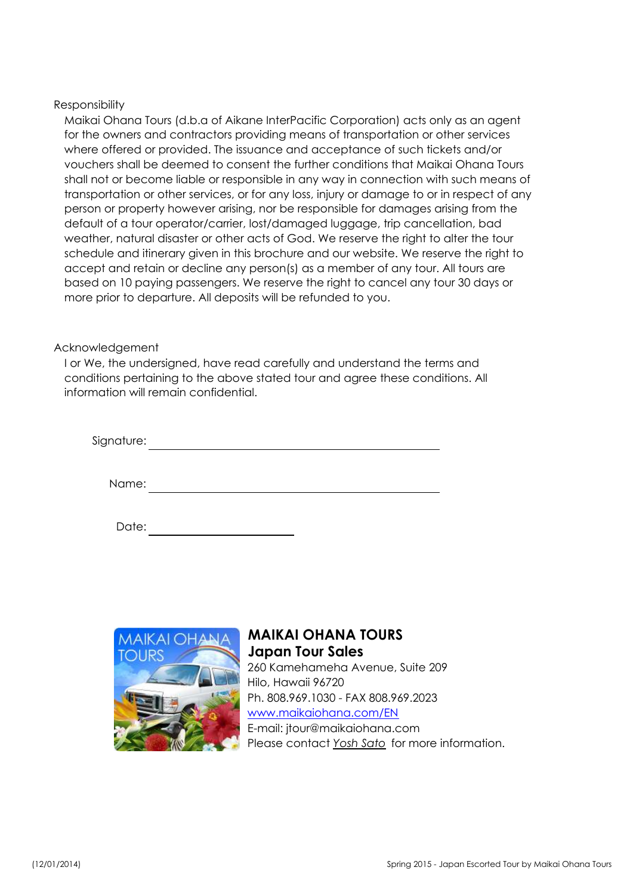Responsibility

Maikai Ohana Tours (d.b.a of Aikane InterPacific Corporation) acts only as an agent for the owners and contractors providing means of transportation or other services where offered or provided. The issuance and acceptance of such tickets and/or vouchers shall be deemed to consent the further conditions that Maikai Ohana Tours shall not or become liable or responsible in any way in connection with such means of transportation or other services, or for any loss, injury or damage to or in respect of any person or property however arising, nor be responsible for damages arising from the default of a tour operator/carrier, lost/damaged luggage, trip cancellation, bad weather, natural disaster or other acts of God. We reserve the right to alter the tour schedule and itinerary given in this brochure and our website. We reserve the right to accept and retain or decline any person(s) as a member of any tour. All tours are based on 10 paying passengers. We reserve the right to cancel any tour 30 days or more prior to departure. All deposits will be refunded to you.

Acknowledgement

I or We, the undersigned, have read carefully and understand the terms and conditions pertaining to the above stated tour and agree these conditions. All information will remain confidential.

Signature: ______________________________

Name: ______________________________

Date: ________________

**MAIKAI OHANA TOURS**
**Japan Tour Sales**
260 Kamehameha Avenue, Suite 209
Hilo, Hawaii 96720
Ph. 808.969.1030 - FAX 808.969.2023
www.maikaiohana.com/EN
E-mail: jtour@maikaiohana.com
Please contact *Yosh Sato* for more information.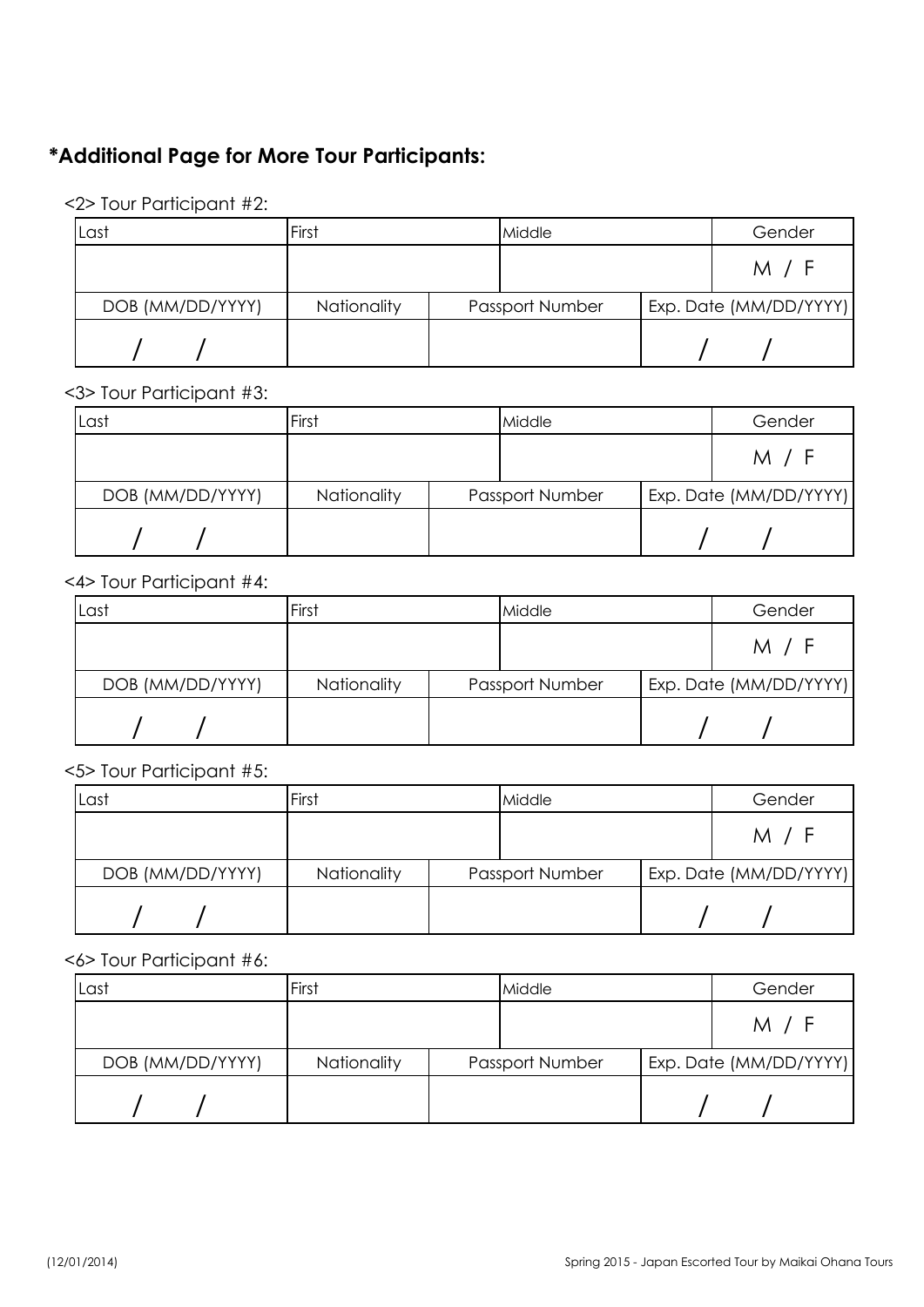**\*Additional Page for More Tour Participants:**

<2> Tour Participant #2:

| Last | First | Middle | Gender |
| --- | --- | --- | --- |
| | | | M / F |
| DOB (MM/DD/YYYY) | Nationality | Passport Number | Exp. Date (MM/DD/YYYY) |
| / / | | | / / |

<3> Tour Participant #3:

| Last | First | Middle | Gender |
| --- | --- | --- | --- |
| | | | M / F |
| DOB (MM/DD/YYYY) | Nationality | Passport Number | Exp. Date (MM/DD/YYYY) |
| / / | | | / / |

<4> Tour Participant #4:

| Last | First | Middle | Gender |
| --- | --- | --- | --- |
| | | | M / F |
| DOB (MM/DD/YYYY) | Nationality | Passport Number | Exp. Date (MM/DD/YYYY) |
| / / | | | / / |

<5> Tour Participant #5:

| Last | First | Middle | Gender |
| --- | --- | --- | --- |
| | | | M / F |
| DOB (MM/DD/YYYY) | Nationality | Passport Number | Exp. Date (MM/DD/YYYY) |
| / / | | | / / |

<6> Tour Participant #6:

| Last | First | Middle | Gender |
| --- | --- | --- | --- |
| | | | M / F |
| DOB (MM/DD/YYYY) | Nationality | Passport Number | Exp. Date (MM/DD/YYYY) |
| / / | | | / / |